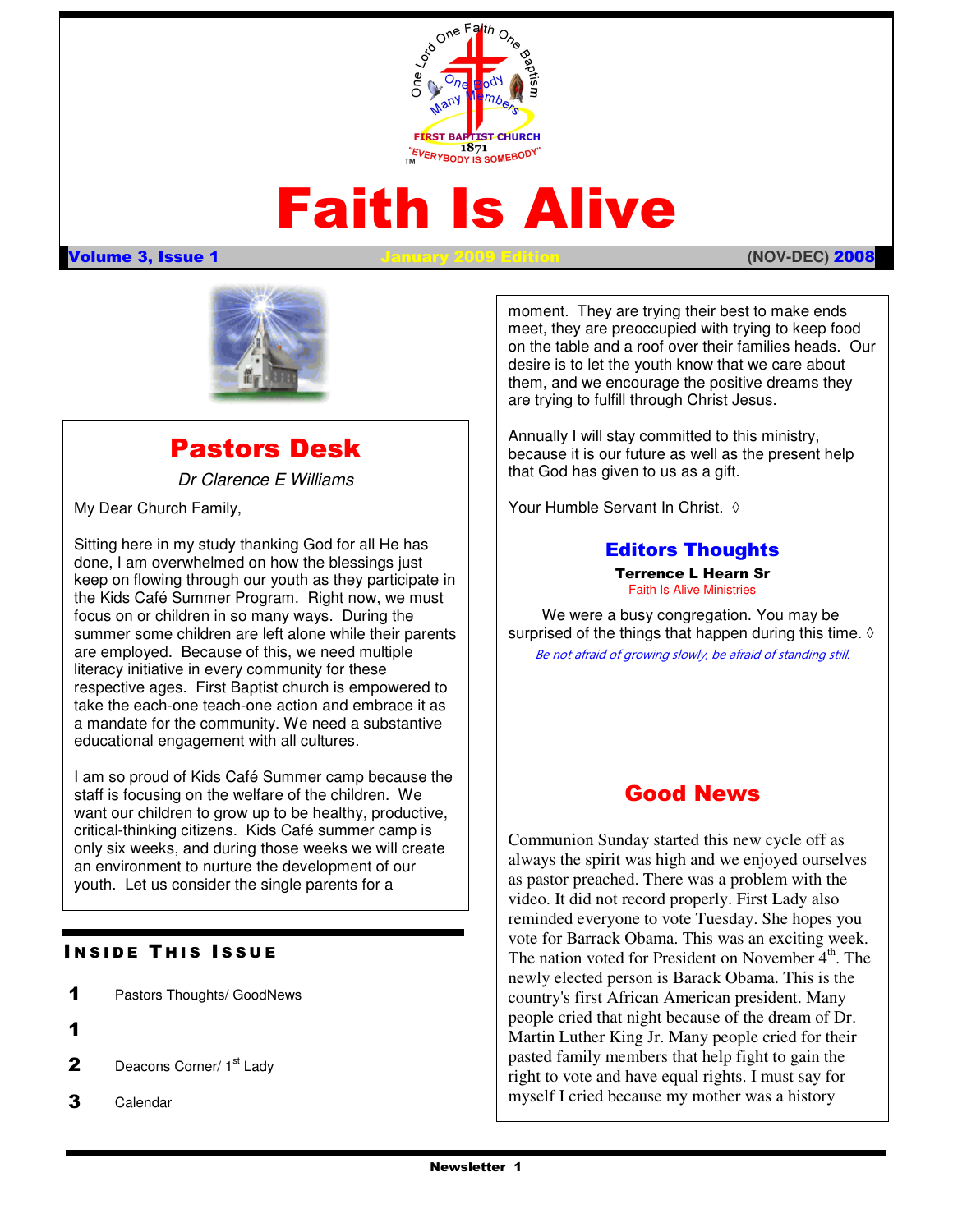One Lord One Faith One Baptism

One Body Many Members

FIRST BAPTIST CHURCH 1871

"EVERYBODY IS SOMEBODY"™

# Faith Is Alive

**Volume 3, Issue 1** January 2009 Edition (NOV-DEC) **2008**

## Pastors Desk

*Dr Clarence E Williams*

My Dear Church Family,

Sitting here in my study thanking God for all He has done, I am overwhelmed on how the blessings just keep on flowing through our youth as they participate in the Kids Café Summer Program. Right now, we must focus on or children in so many ways. During the summer some children are left alone while their parents are employed. Because of this, we need multiple literacy initiative in every community for these respective ages. First Baptist church is empowered to take the each-one teach-one action and embrace it as a mandate for the community. We need a substantive educational engagement with all cultures.

I am so proud of Kids Café Summer camp because the staff is focusing on the welfare of the children. We want our children to grow up to be healthy, productive, critical-thinking citizens. Kids Café summer camp is only six weeks, and during those weeks we will create an environment to nurture the development of our youth. Let us consider the single parents for a moment. They are trying their best to make ends meet, they are preoccupied with trying to keep food on the table and a roof over their families heads. Our desire is to let the youth know that we care about them, and we encourage the positive dreams they are trying to fulfill through Christ Jesus.

Annually I will stay committed to this ministry, because it is our future as well as the present help that God has given to us as a gift.

Your Humble Servant In Christ. ◊

### Inside This Issue

| | |
|---|---|
| 1 | Pastors Thoughts/ GoodNews |
| 1 | |
| 2 | Deacons Corner/ 1st Lady |
| 3 | Calendar |

## Editors Thoughts

**Terrence L Hearn Sr**

Faith Is Alive Ministries

We were a busy congregation. You may be surprised of the things that happen during this time. ◊

*Be not afraid of growing slowly, be afraid of standing still.*

## Good News

Communion Sunday started this new cycle off as always the spirit was high and we enjoyed ourselves as pastor preached. There was a problem with the video. It did not record properly. First Lady also reminded everyone to vote Tuesday. She hopes you vote for Barrack Obama. This was an exciting week. The nation voted for President on November 4th. The newly elected person is Barack Obama. This is the country's first African American president. Many people cried that night because of the dream of Dr. Martin Luther King Jr. Many people cried for their pasted family members that help fight to gain the right to vote and have equal rights. I must say for myself I cried because my mother was a history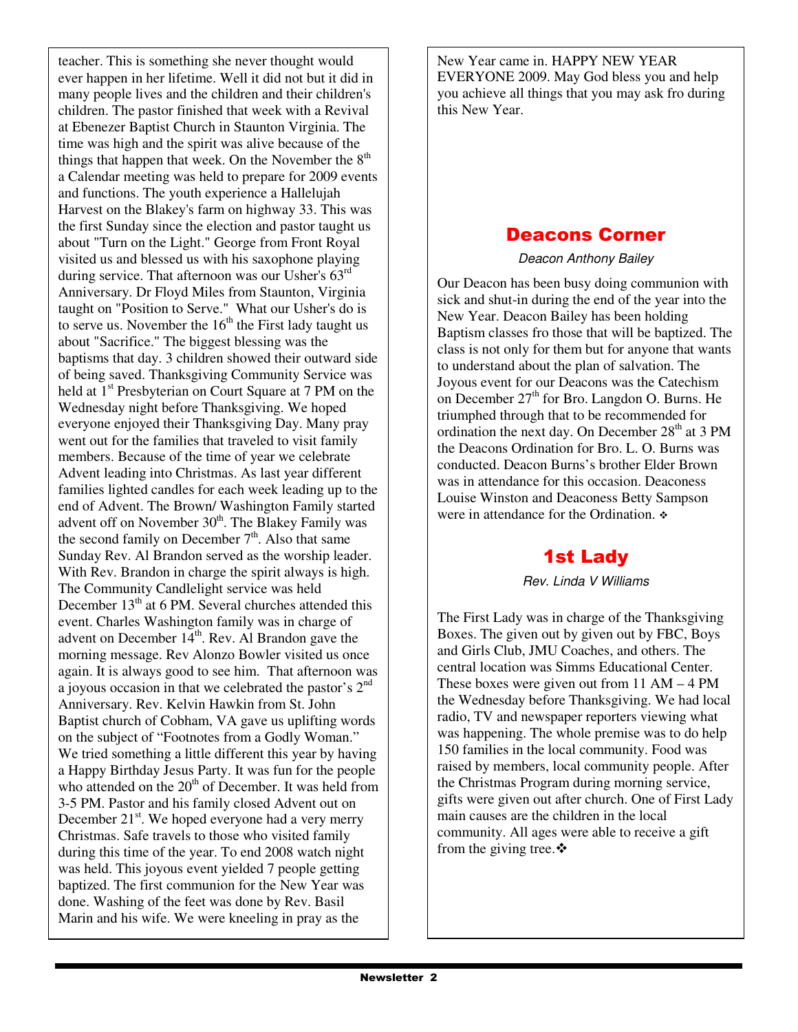teacher. This is something she never thought would ever happen in her lifetime. Well it did not but it did in many people lives and the children and their children's children. The pastor finished that week with a Revival at Ebenezer Baptist Church in Staunton Virginia. The time was high and the spirit was alive because of the things that happen that week. On the November the 8th a Calendar meeting was held to prepare for 2009 events and functions. The youth experience a Hallelujah Harvest on the Blakey's farm on highway 33. This was the first Sunday since the election and pastor taught us about "Turn on the Light." George from Front Royal visited us and blessed us with his saxophone playing during service. That afternoon was our Usher's 63rd Anniversary. Dr Floyd Miles from Staunton, Virginia taught on "Position to Serve." What our Usher's do is to serve us. November the 16th the First lady taught us about "Sacrifice." The biggest blessing was the baptisms that day. 3 children showed their outward side of being saved. Thanksgiving Community Service was held at 1st Presbyterian on Court Square at 7 PM on the Wednesday night before Thanksgiving. We hoped everyone enjoyed their Thanksgiving Day. Many pray went out for the families that traveled to visit family members. Because of the time of year we celebrate Advent leading into Christmas. As last year different families lighted candles for each week leading up to the end of Advent. The Brown/ Washington Family started advent off on November 30th. The Blakey Family was the second family on December 7th. Also that same Sunday Rev. Al Brandon served as the worship leader. With Rev. Brandon in charge the spirit always is high. The Community Candlelight service was held December 13th at 6 PM. Several churches attended this event. Charles Washington family was in charge of advent on December 14th. Rev. Al Brandon gave the morning message. Rev Alonzo Bowler visited us once again. It is always good to see him. That afternoon was a joyous occasion in that we celebrated the pastor's 2nd Anniversary. Rev. Kelvin Hawkin from St. John Baptist church of Cobham, VA gave us uplifting words on the subject of "Footnotes from a Godly Woman." We tried something a little different this year by having a Happy Birthday Jesus Party. It was fun for the people who attended on the 20th of December. It was held from 3-5 PM. Pastor and his family closed Advent out on December 21st. We hoped everyone had a very merry Christmas. Safe travels to those who visited family during this time of the year. To end 2008 watch night was held. This joyous event yielded 7 people getting baptized. The first communion for the New Year was done. Washing of the feet was done by Rev. Basil Marin and his wife. We were kneeling in pray as the New Year came in. HAPPY NEW YEAR EVERYONE 2009. May God bless you and help you achieve all things that you may ask fro during this New Year.

## Deacons Corner

*Deacon Anthony Bailey*

Our Deacon has been busy doing communion with sick and shut-in during the end of the year into the New Year. Deacon Bailey has been holding Baptism classes fro those that will be baptized. The class is not only for them but for anyone that wants to understand about the plan of salvation. The Joyous event for our Deacons was the Catechism on December 27th for Bro. Langdon O. Burns. He triumphed through that to be recommended for ordination the next day. On December 28th at 3 PM the Deacons Ordination for Bro. L. O. Burns was conducted. Deacon Burns's brother Elder Brown was in attendance for this occasion. Deaconess Louise Winston and Deaconess Betty Sampson were in attendance for the Ordination. ❖

## 1st Lady

*Rev. Linda V Williams*

The First Lady was in charge of the Thanksgiving Boxes. The given out by given out by FBC, Boys and Girls Club, JMU Coaches, and others. The central location was Simms Educational Center. These boxes were given out from 11 AM – 4 PM the Wednesday before Thanksgiving. We had local radio, TV and newspaper reporters viewing what was happening. The whole premise was to do help 150 families in the local community. Food was raised by members, local community people. After the Christmas Program during morning service, gifts were given out after church. One of First Lady main causes are the children in the local community. All ages were able to receive a gift from the giving tree.❖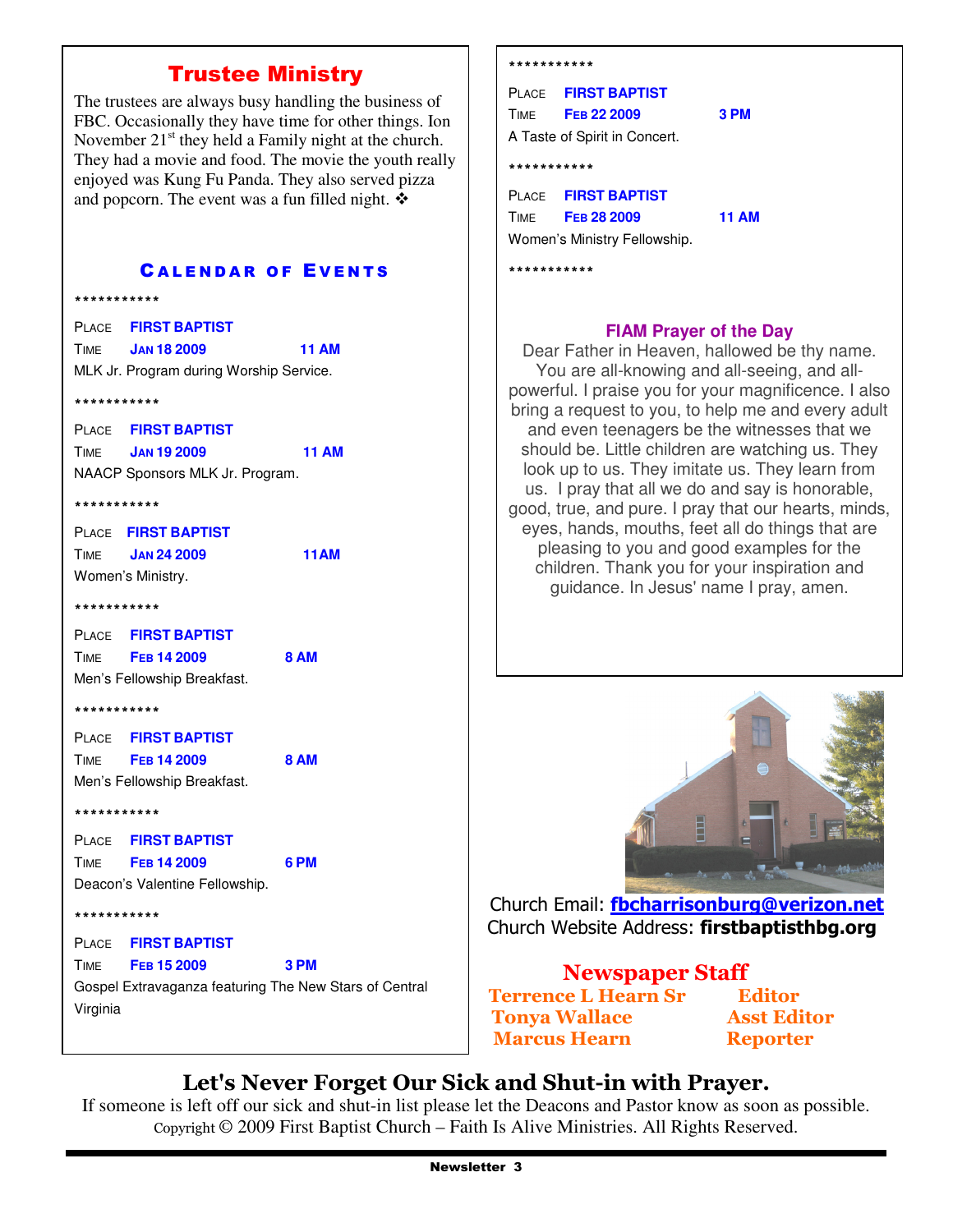## Trustee Ministry

The trustees are always busy handling the business of FBC. Occasionally they have time for other things. Ion November 21st they held a Family night at the church. They had a movie and food. The movie the youth really enjoyed was Kung Fu Panda. They also served pizza and popcorn. The event was a fun filled night. ❖

## Calendar of Events

***********

PLACE **FIRST BAPTIST**
TIME **JAN 18 2009** **11 AM**
MLK Jr. Program during Worship Service.

***********

PLACE **FIRST BAPTIST**
TIME **JAN 19 2009** **11 AM**
NAACP Sponsors MLK Jr. Program.

***********

PLACE **FIRST BAPTIST**
TIME **JAN 24 2009** **11AM**
Women's Ministry.

***********

PLACE **FIRST BAPTIST**
TIME **FEB 14 2009** **8 AM**
Men's Fellowship Breakfast.

***********

PLACE **FIRST BAPTIST**
TIME **FEB 14 2009** **8 AM**
Men's Fellowship Breakfast.

***********

PLACE **FIRST BAPTIST**
TIME **FEB 14 2009** **6 PM**
Deacon's Valentine Fellowship.

***********

PLACE **FIRST BAPTIST**
TIME **FEB 15 2009** **3 PM**
Gospel Extravaganza featuring The New Stars of Central Virginia

***********

PLACE **FIRST BAPTIST**
TIME **FEB 22 2009** **3 PM**
A Taste of Spirit in Concert.

***********

PLACE **FIRST BAPTIST**
TIME **FEB 28 2009** **11 AM**
Women's Ministry Fellowship.

***********

### FIAM Prayer of the Day

Dear Father in Heaven, hallowed be thy name. You are all-knowing and all-seeing, and all-powerful. I praise you for your magnificence. I also bring a request to you, to help me and every adult and even teenagers be the witnesses that we should be. Little children are watching us. They look up to us. They imitate us. They learn from us. I pray that all we do and say is honorable, good, true, and pure. I pray that our hearts, minds, eyes, hands, mouths, feet all do things that are pleasing to you and good examples for the children. Thank you for your inspiration and guidance. In Jesus' name I pray, amen.

Church Email: **fbcharrisonburg@verizon.net**
Church Website Address: **firstbaptisthbg.org**

### Newspaper Staff

**Terrence L Hearn Sr** — **Editor**
**Tonya Wallace** — **Asst Editor**
**Marcus Hearn** — **Reporter**

## Let's Never Forget Our Sick and Shut-in with Prayer.

If someone is left off our sick and shut-in list please let the Deacons and Pastor know as soon as possible.

Copyright © 2009 First Baptist Church – Faith Is Alive Ministries. All Rights Reserved.